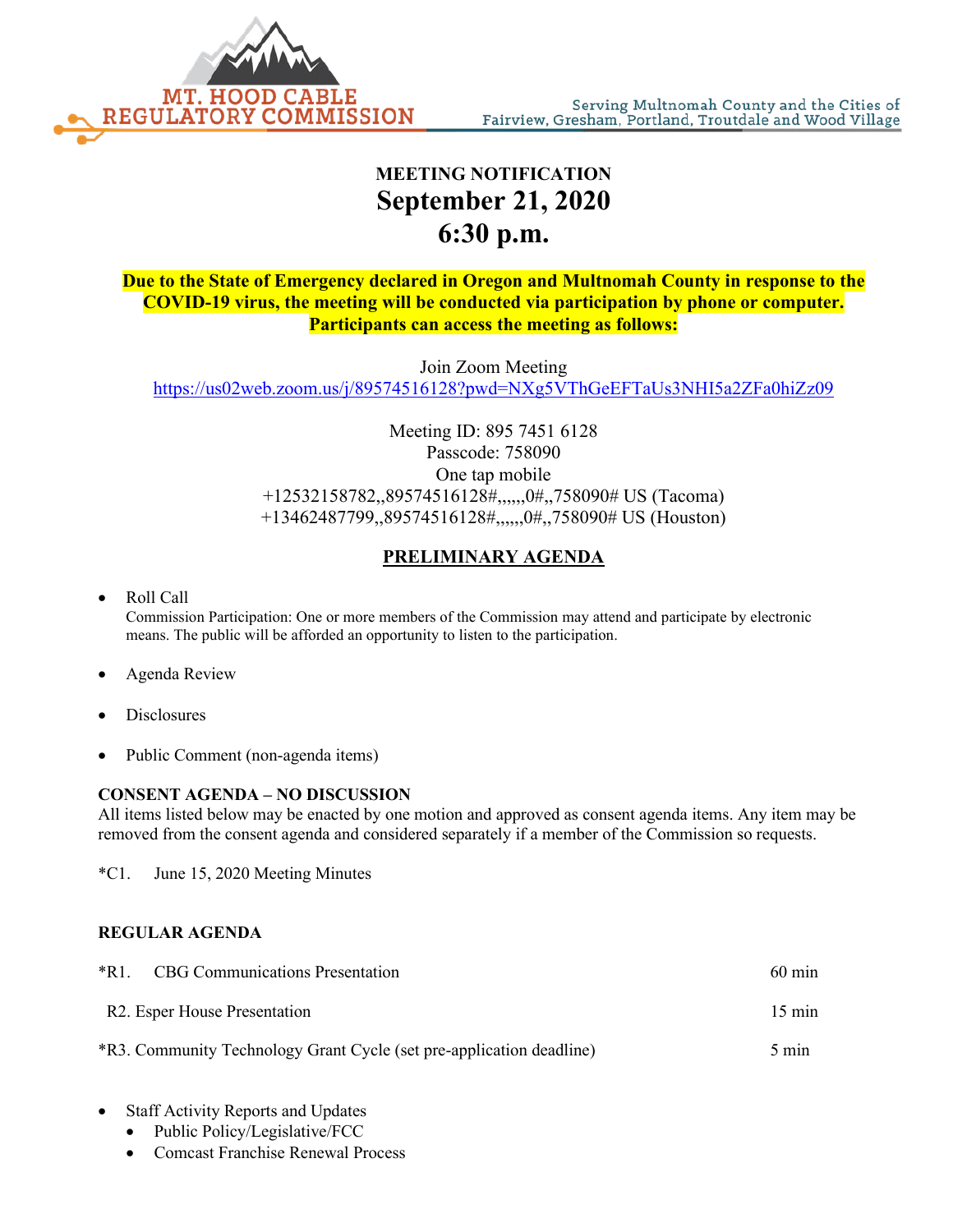MT. HOOD CABLE REGULATORY COMMISSION

Serving Multnomah County and the Cities of Fairview, Gresham, Portland, Troutdale and Wood Village

# MEETING NOTIFICATION
# September 21, 2020
# 6:30 p.m.

**Due to the State of Emergency declared in Oregon and Multnomah County in response to the COVID-19 virus, the meeting will be conducted via participation by phone or computer. Participants can access the meeting as follows:**

Join Zoom Meeting
https://us02web.zoom.us/j/89574516128?pwd=NXg5VThGeEFTaUs3NHI5a2ZFa0hiZz09

Meeting ID: 895 7451 6128
Passcode: 758090
One tap mobile
+12532158782,,89574516128#,,,,,,0#,,758090# US (Tacoma)
+13462487799,,89574516128#,,,,,,0#,,758090# US (Houston)

## PRELIMINARY AGENDA

- Roll Call
  Commission Participation: One or more members of the Commission may attend and participate by electronic means. The public will be afforded an opportunity to listen to the participation.
- Agenda Review
- Disclosures
- Public Comment (non-agenda items)

**CONSENT AGENDA – NO DISCUSSION**
All items listed below may be enacted by one motion and approved as consent agenda items. Any item may be removed from the consent agenda and considered separately if a member of the Commission so requests.

*C1. June 15, 2020 Meeting Minutes

**REGULAR AGENDA**

| | |
|---|---|
| *R1. CBG Communications Presentation | 60 min |
| R2. Esper House Presentation | 15 min |
| *R3. Community Technology Grant Cycle (set pre-application deadline) | 5 min |

- Staff Activity Reports and Updates
  - Public Policy/Legislative/FCC
  - Comcast Franchise Renewal Process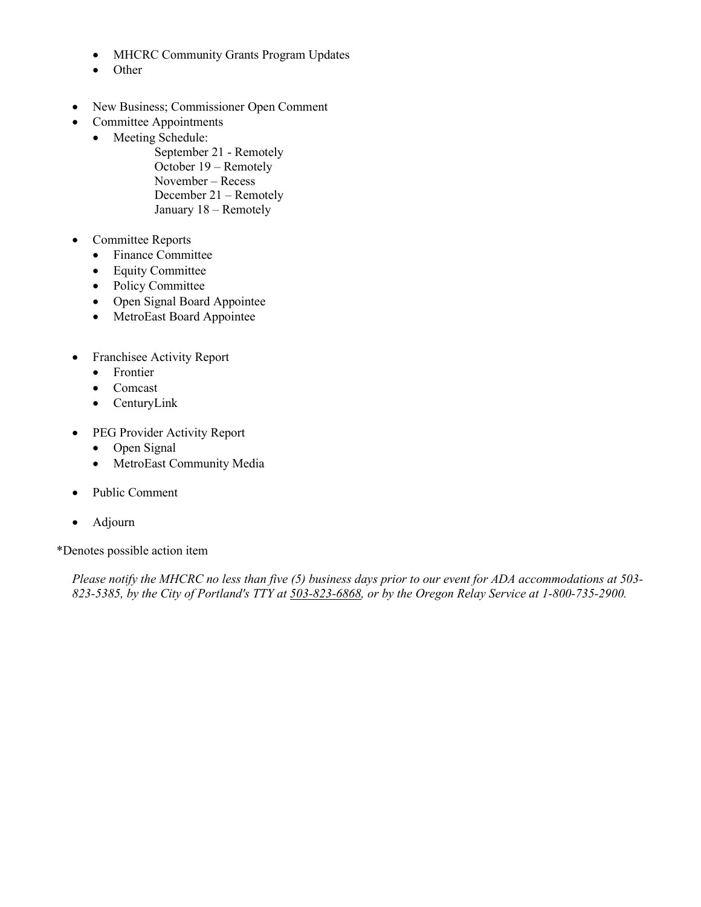- MHCRC Community Grants Program Updates
  - Other

- New Business; Commissioner Open Comment
- Committee Appointments
  - Meeting Schedule:
    - September 21 - Remotely
    - October 19 – Remotely
    - November – Recess
    - December 21 – Remotely
    - January 18 – Remotely

- Committee Reports
  - Finance Committee
  - Equity Committee
  - Policy Committee
  - Open Signal Board Appointee
  - MetroEast Board Appointee

- Franchisee Activity Report
  - Frontier
  - Comcast
  - CenturyLink

- PEG Provider Activity Report
  - Open Signal
  - MetroEast Community Media

- Public Comment

- Adjourn

*Denotes possible action item

*Please notify the MHCRC no less than five (5) business days prior to our event for ADA accommodations at 503-823-5385, by the City of Portland's TTY at 503-823-6868, or by the Oregon Relay Service at 1-800-735-2900.*